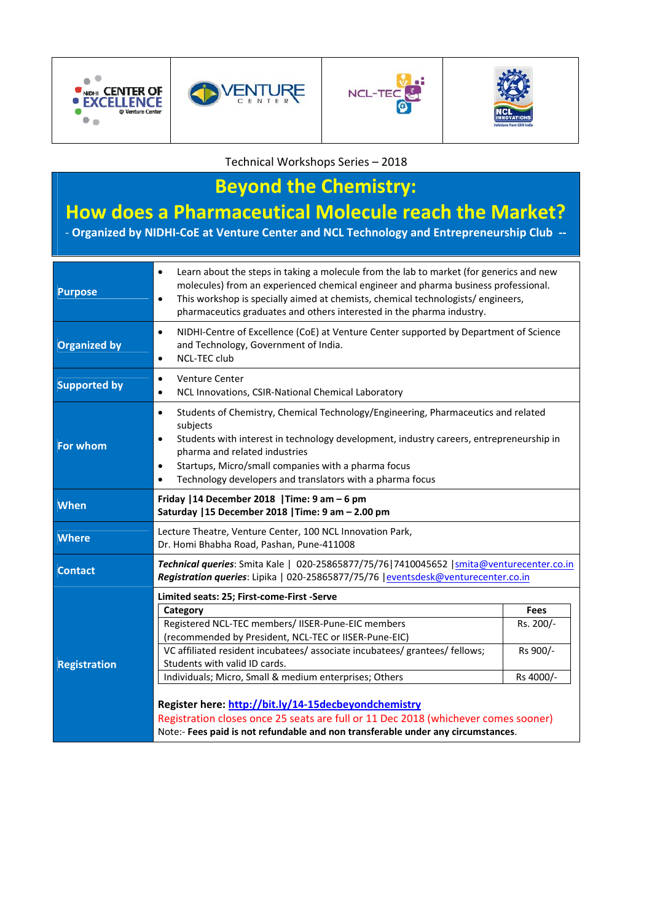Technical Workshops Series – 2018

# Beyond the Chemistry:
# How does a Pharmaceutical Molecule reach the Market?

**- Organized by NIDHI-CoE at Venture Center and NCL Technology and Entrepreneurship Club --**

| | |
|---|---|
| **Purpose** | • Learn about the steps in taking a molecule from the lab to market (for generics and new molecules) from an experienced chemical engineer and pharma business professional.<br>• This workshop is specially aimed at chemists, chemical technologists/ engineers, pharmaceutics graduates and others interested in the pharma industry. |
| **Organized by** | • NIDHI-Centre of Excellence (CoE) at Venture Center supported by Department of Science and Technology, Government of India.<br>• NCL-TEC club |
| **Supported by** | • Venture Center<br>• NCL Innovations, CSIR-National Chemical Laboratory |
| **For whom** | • Students of Chemistry, Chemical Technology/Engineering, Pharmaceutics and related subjects<br>• Students with interest in technology development, industry careers, entrepreneurship in pharma and related industries<br>• Startups, Micro/small companies with a pharma focus<br>• Technology developers and translators with a pharma focus |
| **When** | **Friday \|14 December 2018 \|Time: 9 am – 6 pm**<br>**Saturday \|15 December 2018 \|Time: 9 am – 2.00 pm** |
| **Where** | Lecture Theatre, Venture Center, 100 NCL Innovation Park, Dr. Homi Bhabha Road, Pashan, Pune-411008 |
| **Contact** | ***Technical queries***: Smita Kale \| 020-25865877/75/76\|7410045652 \|smita@venturecenter.co.in<br>***Registration queries***: Lipika \| 020-25865877/75/76 \|eventsdesk@venturecenter.co.in |
| **Registration** | **Limited seats: 25; First-come-First -Serve**<br>**Register here: http://bit.ly/14-15decbeyondchemistry**<br>Registration closes once 25 seats are full or 11 Dec 2018 (whichever comes sooner)<br>Note:- **Fees paid is not refundable and non transferable under any circumstances**. |

| Category | Fees |
|---|---|
| Registered NCL-TEC members/ IISER-Pune-EIC members (recommended by President, NCL-TEC or IISER-Pune-EIC) | Rs. 200/- |
| VC affiliated resident incubatees/ associate incubatees/ grantees/ fellows; Students with valid ID cards. | Rs 900/- |
| Individuals; Micro, Small & medium enterprises; Others | Rs 4000/- |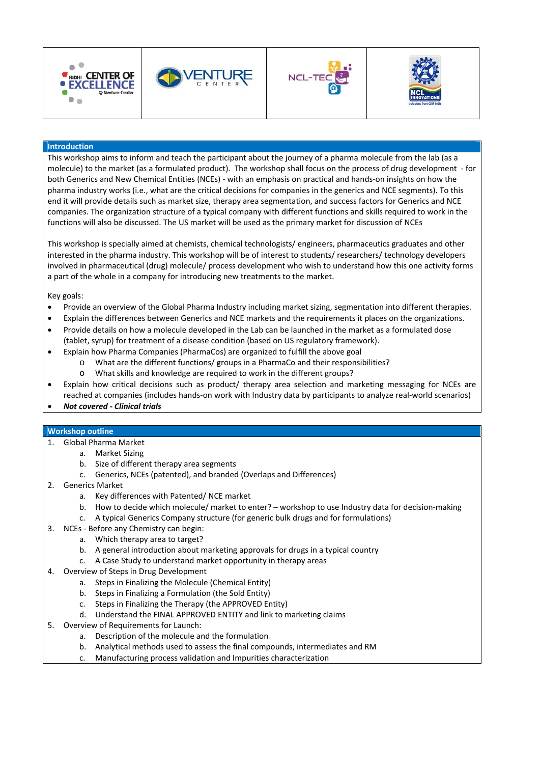## Introduction

This workshop aims to inform and teach the participant about the journey of a pharma molecule from the lab (as a molecule) to the market (as a formulated product). The workshop shall focus on the process of drug development - for both Generics and New Chemical Entities (NCEs) - with an emphasis on practical and hands-on insights on how the pharma industry works (i.e., what are the critical decisions for companies in the generics and NCE segments). To this end it will provide details such as market size, therapy area segmentation, and success factors for Generics and NCE companies. The organization structure of a typical company with different functions and skills required to work in the functions will also be discussed. The US market will be used as the primary market for discussion of NCEs

This workshop is specially aimed at chemists, chemical technologists/ engineers, pharmaceutics graduates and other interested in the pharma industry. This workshop will be of interest to students/ researchers/ technology developers involved in pharmaceutical (drug) molecule/ process development who wish to understand how this one activity forms a part of the whole in a company for introducing new treatments to the market.

Key goals:

- Provide an overview of the Global Pharma Industry including market sizing, segmentation into different therapies.
- Explain the differences between Generics and NCE markets and the requirements it places on the organizations.
- Provide details on how a molecule developed in the Lab can be launched in the market as a formulated dose (tablet, syrup) for treatment of a disease condition (based on US regulatory framework).
- Explain how Pharma Companies (PharmaCos) are organized to fulfill the above goal
  - What are the different functions/ groups in a PharmaCo and their responsibilities?
  - What skills and knowledge are required to work in the different groups?
- Explain how critical decisions such as product/ therapy area selection and marketing messaging for NCEs are reached at companies (includes hands-on work with Industry data by participants to analyze real-world scenarios)
- ***Not covered - Clinical trials***

## Workshop outline

1. Global Pharma Market
   a. Market Sizing
   b. Size of different therapy area segments
   c. Generics, NCEs (patented), and branded (Overlaps and Differences)
2. Generics Market
   a. Key differences with Patented/ NCE market
   b. How to decide which molecule/ market to enter? – workshop to use Industry data for decision-making
   c. A typical Generics Company structure (for generic bulk drugs and for formulations)
3. NCEs - Before any Chemistry can begin:
   a. Which therapy area to target?
   b. A general introduction about marketing approvals for drugs in a typical country
   c. A Case Study to understand market opportunity in therapy areas
4. Overview of Steps in Drug Development
   a. Steps in Finalizing the Molecule (Chemical Entity)
   b. Steps in Finalizing a Formulation (the Sold Entity)
   c. Steps in Finalizing the Therapy (the APPROVED Entity)
   d. Understand the FINAL APPROVED ENTITY and link to marketing claims
5. Overview of Requirements for Launch:
   a. Description of the molecule and the formulation
   b. Analytical methods used to assess the final compounds, intermediates and RM
   c. Manufacturing process validation and Impurities characterization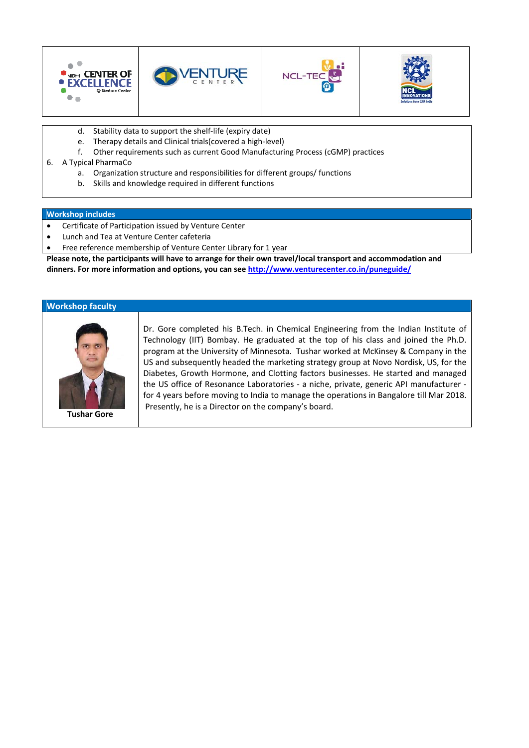d. Stability data to support the shelf-life (expiry date)
   e. Therapy details and Clinical trials(covered a high-level)
   f. Other requirements such as current Good Manufacturing Process (cGMP) practices
6. A Typical PharmaCo
   a. Organization structure and responsibilities for different groups/ functions
   b. Skills and knowledge required in different functions

## Workshop includes

- Certificate of Participation issued by Venture Center
- Lunch and Tea at Venture Center cafeteria
- Free reference membership of Venture Center Library for 1 year

**Please note, the participants will have to arrange for their own travel/local transport and accommodation and dinners. For more information and options, you can see [http://www.venturecenter.co.in/puneguide/](http://www.venturecenter.co.in/puneguide/)**

## Workshop faculty

**Tushar Gore**

Dr. Gore completed his B.Tech. in Chemical Engineering from the Indian Institute of Technology (IIT) Bombay. He graduated at the top of his class and joined the Ph.D. program at the University of Minnesota. Tushar worked at McKinsey & Company in the US and subsequently headed the marketing strategy group at Novo Nordisk, US, for the Diabetes, Growth Hormone, and Clotting factors businesses. He started and managed the US office of Resonance Laboratories - a niche, private, generic API manufacturer - for 4 years before moving to India to manage the operations in Bangalore till Mar 2018. Presently, he is a Director on the company's board.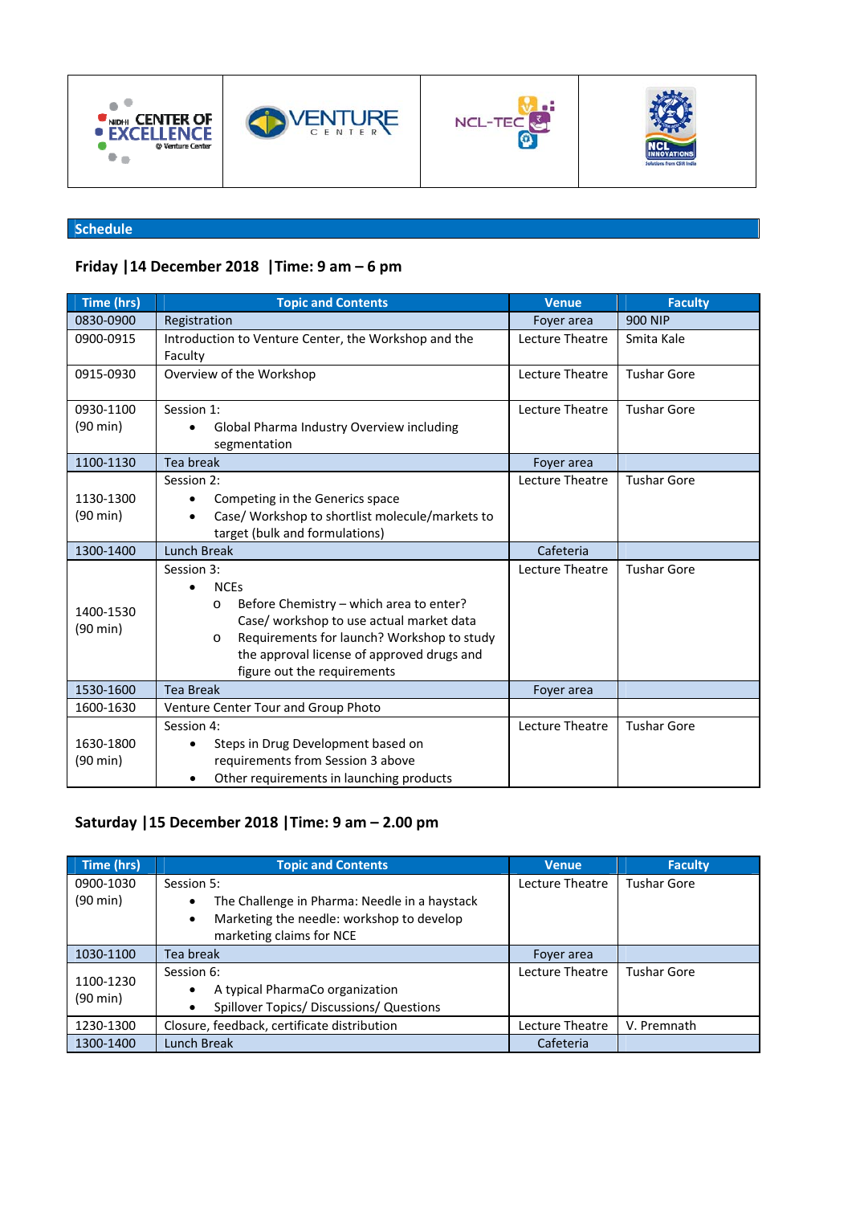## Schedule

### Friday |14 December 2018 |Time: 9 am – 6 pm

| Time (hrs) | Topic and Contents | Venue | Faculty |
|---|---|---|---|
| 0830-0900 | Registration | Foyer area | 900 NIP |
| 0900-0915 | Introduction to Venture Center, the Workshop and the Faculty | Lecture Theatre | Smita Kale |
| 0915-0930 | Overview of the Workshop | Lecture Theatre | Tushar Gore |
| 0930-1100 (90 min) | Session 1: <br>• Global Pharma Industry Overview including segmentation | Lecture Theatre | Tushar Gore |
| 1100-1130 | Tea break | Foyer area | |
| 1130-1300 (90 min) | Session 2: <br>• Competing in the Generics space <br>• Case/ Workshop to shortlist molecule/markets to target (bulk and formulations) | Lecture Theatre | Tushar Gore |
| 1300-1400 | Lunch Break | Cafeteria | |
| 1400-1530 (90 min) | Session 3: <br>• NCEs <br>o Before Chemistry – which area to enter? Case/ workshop to use actual market data <br>o Requirements for launch? Workshop to study the approval license of approved drugs and figure out the requirements | Lecture Theatre | Tushar Gore |
| 1530-1600 | Tea Break | Foyer area | |
| 1600-1630 | Venture Center Tour and Group Photo | | |
| 1630-1800 (90 min) | Session 4: <br>• Steps in Drug Development based on requirements from Session 3 above <br>• Other requirements in launching products | Lecture Theatre | Tushar Gore |

### Saturday |15 December 2018 |Time: 9 am – 2.00 pm

| Time (hrs) | Topic and Contents | Venue | Faculty |
|---|---|---|---|
| 0900-1030 (90 min) | Session 5: <br>• The Challenge in Pharma: Needle in a haystack <br>• Marketing the needle: workshop to develop marketing claims for NCE | Lecture Theatre | Tushar Gore |
| 1030-1100 | Tea break | Foyer area | |
| 1100-1230 (90 min) | Session 6: <br>• A typical PharmaCo organization <br>• Spillover Topics/ Discussions/ Questions | Lecture Theatre | Tushar Gore |
| 1230-1300 | Closure, feedback, certificate distribution | Lecture Theatre | V. Premnath |
| 1300-1400 | Lunch Break | Cafeteria | |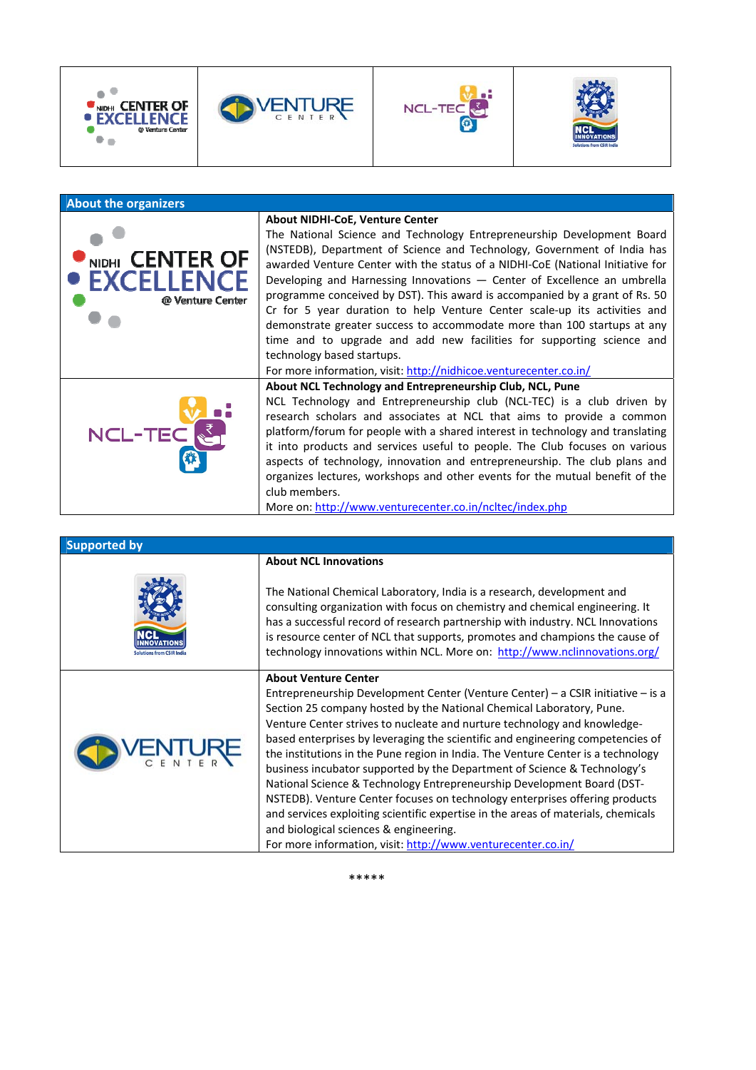## About the organizers

| | |
|---|---|
| NIDHI CENTER OF EXCELLENCE @ Venture Center | **About NIDHI-CoE, Venture Center**<br>The National Science and Technology Entrepreneurship Development Board (NSTEDB), Department of Science and Technology, Government of India has awarded Venture Center with the status of a NIDHI-CoE (National Initiative for Developing and Harnessing Innovations — Center of Excellence an umbrella programme conceived by DST). This award is accompanied by a grant of Rs. 50 Cr for 5 year duration to help Venture Center scale-up its activities and demonstrate greater success to accommodate more than 100 startups at any time and to upgrade and add new facilities for supporting science and technology based startups.<br>For more information, visit: http://nidhicoe.venturecenter.co.in/ |
| NCL-TEC | **About NCL Technology and Entrepreneurship Club, NCL, Pune**<br>NCL Technology and Entrepreneurship club (NCL-TEC) is a club driven by research scholars and associates at NCL that aims to provide a common platform/forum for people with a shared interest in technology and translating it into products and services useful to people. The Club focuses on various aspects of technology, innovation and entrepreneurship. The club plans and organizes lectures, workshops and other events for the mutual benefit of the club members.<br>More on: http://www.venturecenter.co.in/ncltec/index.php |

## Supported by

| | |
|---|---|
| NCL INNOVATIONS Solutions from CSIR India | **About NCL Innovations**<br><br>The National Chemical Laboratory, India is a research, development and consulting organization with focus on chemistry and chemical engineering. It has a successful record of research partnership with industry. NCL Innovations is resource center of NCL that supports, promotes and champions the cause of technology innovations within NCL. More on: http://www.nclinnovations.org/ |
| VENTURE CENTER | **About Venture Center**<br>Entrepreneurship Development Center (Venture Center) – a CSIR initiative – is a Section 25 company hosted by the National Chemical Laboratory, Pune. Venture Center strives to nucleate and nurture technology and knowledge-based enterprises by leveraging the scientific and engineering competencies of the institutions in the Pune region in India. The Venture Center is a technology business incubator supported by the Department of Science & Technology's National Science & Technology Entrepreneurship Development Board (DST-NSTEDB). Venture Center focuses on technology enterprises offering products and services exploiting scientific expertise in the areas of materials, chemicals and biological sciences & engineering.<br>For more information, visit: http://www.venturecenter.co.in/ |

*****